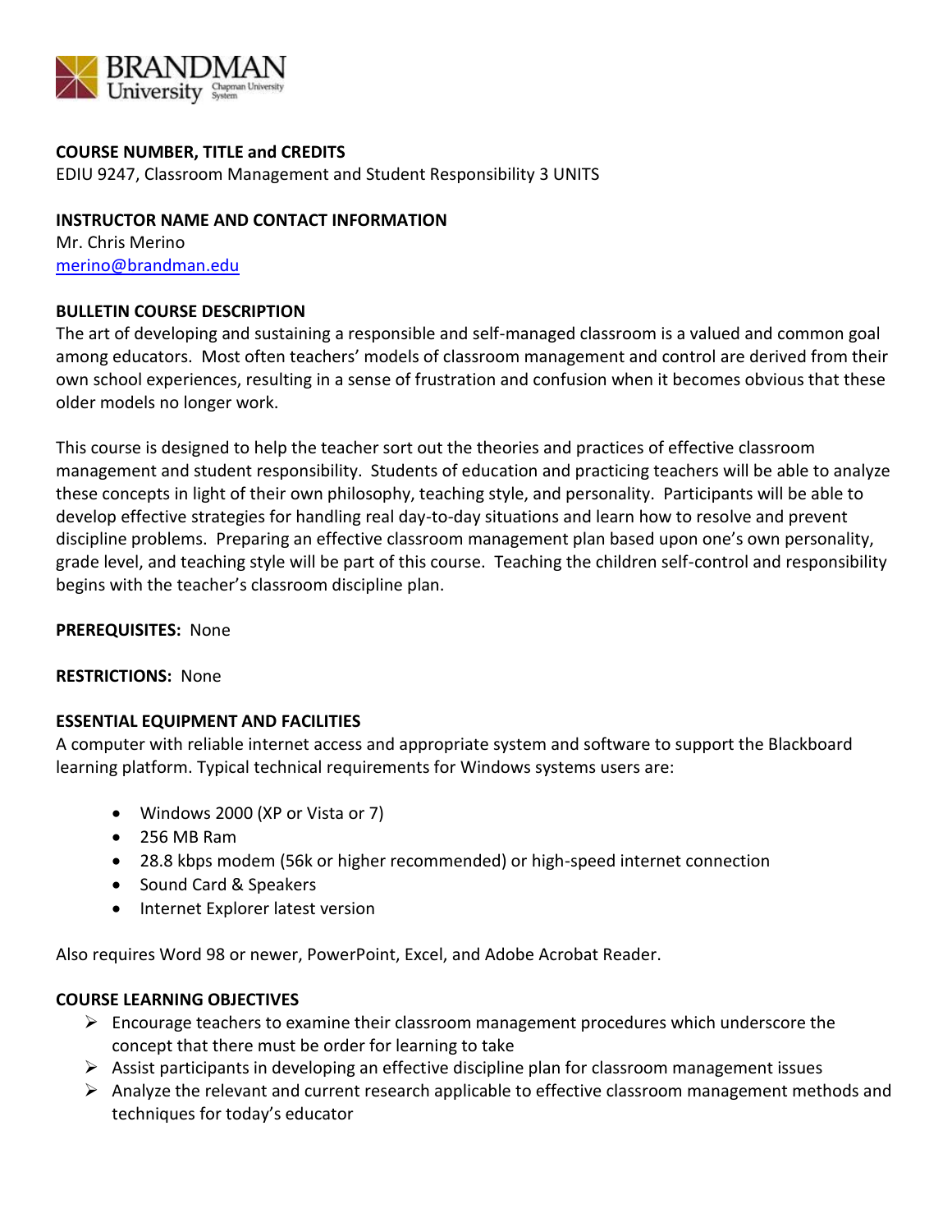**COURSE NUMBER, TITLE and CREDITS**
EDIU 9247, Classroom Management and Student Responsibility 3 UNITS

**INSTRUCTOR NAME AND CONTACT INFORMATION**
Mr. Chris Merino
merino@brandman.edu

**BULLETIN COURSE DESCRIPTION**
The art of developing and sustaining a responsible and self-managed classroom is a valued and common goal among educators. Most often teachers' models of classroom management and control are derived from their own school experiences, resulting in a sense of frustration and confusion when it becomes obvious that these older models no longer work.

This course is designed to help the teacher sort out the theories and practices of effective classroom management and student responsibility. Students of education and practicing teachers will be able to analyze these concepts in light of their own philosophy, teaching style, and personality. Participants will be able to develop effective strategies for handling real day-to-day situations and learn how to resolve and prevent discipline problems. Preparing an effective classroom management plan based upon one's own personality, grade level, and teaching style will be part of this course. Teaching the children self-control and responsibility begins with the teacher's classroom discipline plan.

**PREREQUISITES:** None

**RESTRICTIONS:** None

**ESSENTIAL EQUIPMENT AND FACILITIES**
A computer with reliable internet access and appropriate system and software to support the Blackboard learning platform. Typical technical requirements for Windows systems users are:

- Windows 2000 (XP or Vista or 7)
- 256 MB Ram
- 28.8 kbps modem (56k or higher recommended) or high-speed internet connection
- Sound Card & Speakers
- Internet Explorer latest version

Also requires Word 98 or newer, PowerPoint, Excel, and Adobe Acrobat Reader.

**COURSE LEARNING OBJECTIVES**

- Encourage teachers to examine their classroom management procedures which underscore the concept that there must be order for learning to take
- Assist participants in developing an effective discipline plan for classroom management issues
- Analyze the relevant and current research applicable to effective classroom management methods and techniques for today's educator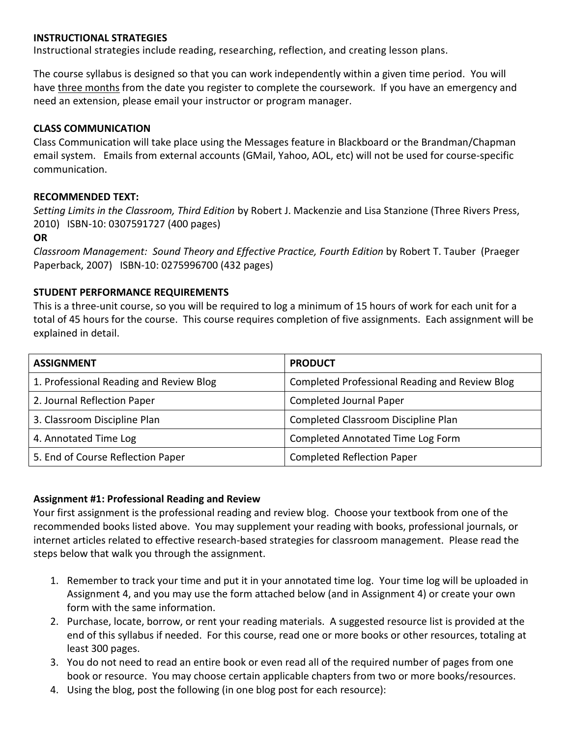**INSTRUCTIONAL STRATEGIES**
Instructional strategies include reading, researching, reflection, and creating lesson plans.

The course syllabus is designed so that you can work independently within a given time period. You will have <u>three months</u> from the date you register to complete the coursework. If you have an emergency and need an extension, please email your instructor or program manager.

**CLASS COMMUNICATION**
Class Communication will take place using the Messages feature in Blackboard or the Brandman/Chapman email system. Emails from external accounts (GMail, Yahoo, AOL, etc) will not be used for course-specific communication.

**RECOMMENDED TEXT:**
*Setting Limits in the Classroom, Third Edition* by Robert J. Mackenzie and Lisa Stanzione (Three Rivers Press, 2010) ISBN-10: 0307591727 (400 pages)
**OR**
*Classroom Management: Sound Theory and Effective Practice, Fourth Edition* by Robert T. Tauber (Praeger Paperback, 2007) ISBN-10: 0275996700 (432 pages)

**STUDENT PERFORMANCE REQUIREMENTS**
This is a three-unit course, so you will be required to log a minimum of 15 hours of work for each unit for a total of 45 hours for the course. This course requires completion of five assignments. Each assignment will be explained in detail.

| ASSIGNMENT | PRODUCT |
|---|---|
| 1. Professional Reading and Review Blog | Completed Professional Reading and Review Blog |
| 2. Journal Reflection Paper | Completed Journal Paper |
| 3. Classroom Discipline Plan | Completed Classroom Discipline Plan |
| 4. Annotated Time Log | Completed Annotated Time Log Form |
| 5. End of Course Reflection Paper | Completed Reflection Paper |

**Assignment #1: Professional Reading and Review**
Your first assignment is the professional reading and review blog. Choose your textbook from one of the recommended books listed above. You may supplement your reading with books, professional journals, or internet articles related to effective research-based strategies for classroom management. Please read the steps below that walk you through the assignment.

1. Remember to track your time and put it in your annotated time log. Your time log will be uploaded in Assignment 4, and you may use the form attached below (and in Assignment 4) or create your own form with the same information.
2. Purchase, locate, borrow, or rent your reading materials. A suggested resource list is provided at the end of this syllabus if needed. For this course, read one or more books or other resources, totaling at least 300 pages.
3. You do not need to read an entire book or even read all of the required number of pages from one book or resource. You may choose certain applicable chapters from two or more books/resources.
4. Using the blog, post the following (in one blog post for each resource):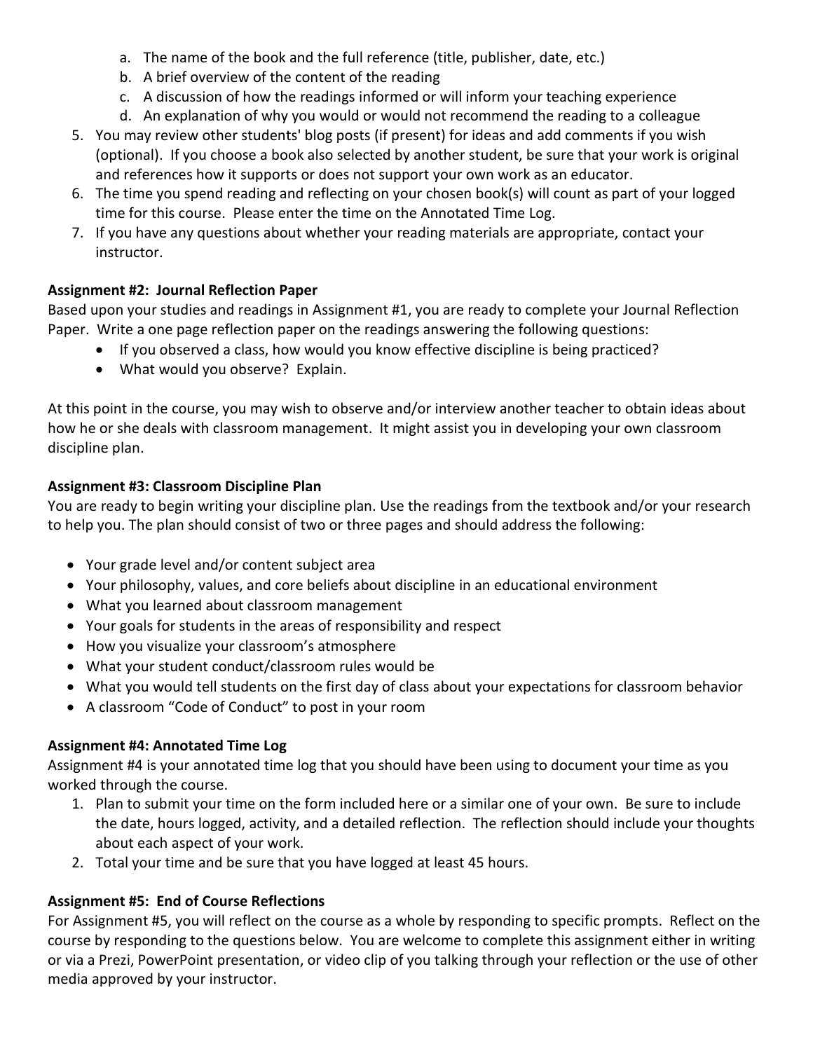a. The name of the book and the full reference (title, publisher, date, etc.)
b. A brief overview of the content of the reading
c. A discussion of how the readings informed or will inform your teaching experience
d. An explanation of why you would or would not recommend the reading to a colleague

5. You may review other students' blog posts (if present) for ideas and add comments if you wish (optional). If you choose a book also selected by another student, be sure that your work is original and references how it supports or does not support your own work as an educator.
6. The time you spend reading and reflecting on your chosen book(s) will count as part of your logged time for this course. Please enter the time on the Annotated Time Log.
7. If you have any questions about whether your reading materials are appropriate, contact your instructor.

**Assignment #2: Journal Reflection Paper**

Based upon your studies and readings in Assignment #1, you are ready to complete your Journal Reflection Paper. Write a one page reflection paper on the readings answering the following questions:

- If you observed a class, how would you know effective discipline is being practiced?
- What would you observe? Explain.

At this point in the course, you may wish to observe and/or interview another teacher to obtain ideas about how he or she deals with classroom management. It might assist you in developing your own classroom discipline plan.

**Assignment #3: Classroom Discipline Plan**

You are ready to begin writing your discipline plan. Use the readings from the textbook and/or your research to help you. The plan should consist of two or three pages and should address the following:

- Your grade level and/or content subject area
- Your philosophy, values, and core beliefs about discipline in an educational environment
- What you learned about classroom management
- Your goals for students in the areas of responsibility and respect
- How you visualize your classroom's atmosphere
- What your student conduct/classroom rules would be
- What you would tell students on the first day of class about your expectations for classroom behavior
- A classroom "Code of Conduct" to post in your room

**Assignment #4: Annotated Time Log**

Assignment #4 is your annotated time log that you should have been using to document your time as you worked through the course.

1. Plan to submit your time on the form included here or a similar one of your own. Be sure to include the date, hours logged, activity, and a detailed reflection. The reflection should include your thoughts about each aspect of your work.
2. Total your time and be sure that you have logged at least 45 hours.

**Assignment #5: End of Course Reflections**

For Assignment #5, you will reflect on the course as a whole by responding to specific prompts. Reflect on the course by responding to the questions below. You are welcome to complete this assignment either in writing or via a Prezi, PowerPoint presentation, or video clip of you talking through your reflection or the use of other media approved by your instructor.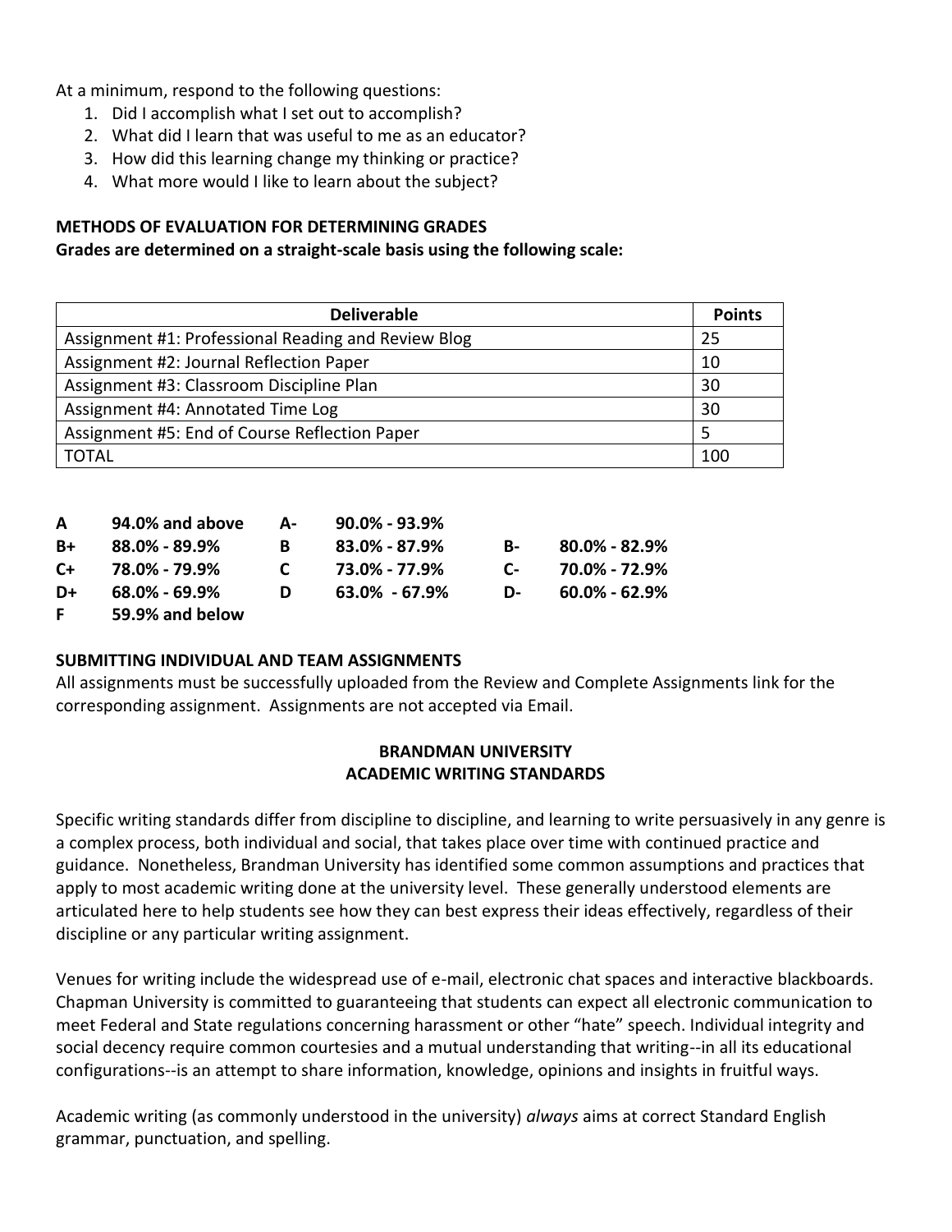At a minimum, respond to the following questions:

1. Did I accomplish what I set out to accomplish?
2. What did I learn that was useful to me as an educator?
3. How did this learning change my thinking or practice?
4. What more would I like to learn about the subject?

**METHODS OF EVALUATION FOR DETERMINING GRADES**
**Grades are determined on a straight-scale basis using the following scale:**

| Deliverable | Points |
|---|---|
| Assignment #1: Professional Reading and Review Blog | 25 |
| Assignment #2: Journal Reflection Paper | 10 |
| Assignment #3: Classroom Discipline Plan | 30 |
| Assignment #4: Annotated Time Log | 30 |
| Assignment #5: End of Course Reflection Paper | 5 |
| TOTAL | 100 |

| | | | | | |
|---|---|---|---|---|---|
| **A** | **94.0% and above** | **A-** | **90.0% - 93.9%** | | |
| **B+** | **88.0% - 89.9%** | **B** | **83.0% - 87.9%** | **B-** | **80.0% - 82.9%** |
| **C+** | **78.0% - 79.9%** | **C** | **73.0% - 77.9%** | **C-** | **70.0% - 72.9%** |
| **D+** | **68.0% - 69.9%** | **D** | **63.0% - 67.9%** | **D-** | **60.0% - 62.9%** |
| **F** | **59.9% and below** | | | | |

**SUBMITTING INDIVIDUAL AND TEAM ASSIGNMENTS**
All assignments must be successfully uploaded from the Review and Complete Assignments link for the corresponding assignment. Assignments are not accepted via Email.

**BRANDMAN UNIVERSITY**
**ACADEMIC WRITING STANDARDS**

Specific writing standards differ from discipline to discipline, and learning to write persuasively in any genre is a complex process, both individual and social, that takes place over time with continued practice and guidance. Nonetheless, Brandman University has identified some common assumptions and practices that apply to most academic writing done at the university level. These generally understood elements are articulated here to help students see how they can best express their ideas effectively, regardless of their discipline or any particular writing assignment.

Venues for writing include the widespread use of e-mail, electronic chat spaces and interactive blackboards. Chapman University is committed to guaranteeing that students can expect all electronic communication to meet Federal and State regulations concerning harassment or other "hate" speech. Individual integrity and social decency require common courtesies and a mutual understanding that writing--in all its educational configurations--is an attempt to share information, knowledge, opinions and insights in fruitful ways.

Academic writing (as commonly understood in the university) *always* aims at correct Standard English grammar, punctuation, and spelling.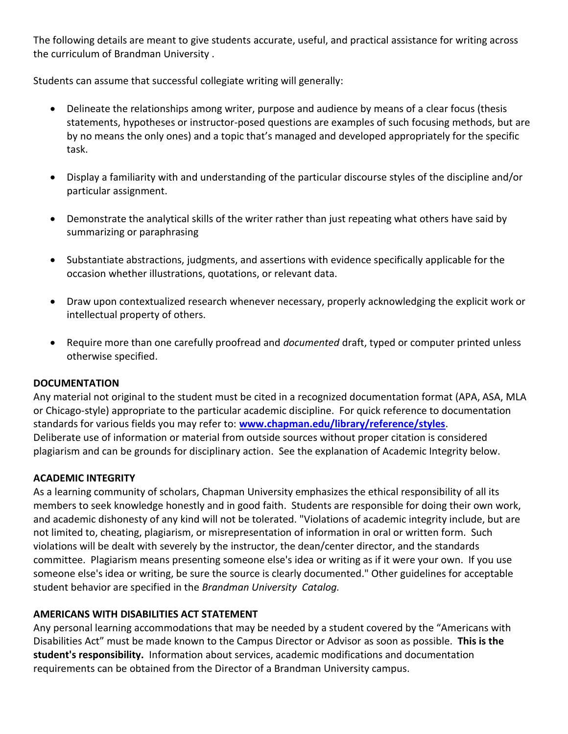The following details are meant to give students accurate, useful, and practical assistance for writing across the curriculum of Brandman University .

Students can assume that successful collegiate writing will generally:

- Delineate the relationships among writer, purpose and audience by means of a clear focus (thesis statements, hypotheses or instructor-posed questions are examples of such focusing methods, but are by no means the only ones) and a topic that's managed and developed appropriately for the specific task.
- Display a familiarity with and understanding of the particular discourse styles of the discipline and/or particular assignment.
- Demonstrate the analytical skills of the writer rather than just repeating what others have said by summarizing or paraphrasing
- Substantiate abstractions, judgments, and assertions with evidence specifically applicable for the occasion whether illustrations, quotations, or relevant data.
- Draw upon contextualized research whenever necessary, properly acknowledging the explicit work or intellectual property of others.
- Require more than one carefully proofread and *documented* draft, typed or computer printed unless otherwise specified.

**DOCUMENTATION**

Any material not original to the student must be cited in a recognized documentation format (APA, ASA, MLA or Chicago-style) appropriate to the particular academic discipline. For quick reference to documentation standards for various fields you may refer to: **www.chapman.edu/library/reference/styles**. Deliberate use of information or material from outside sources without proper citation is considered plagiarism and can be grounds for disciplinary action. See the explanation of Academic Integrity below.

**ACADEMIC INTEGRITY**

As a learning community of scholars, Chapman University emphasizes the ethical responsibility of all its members to seek knowledge honestly and in good faith. Students are responsible for doing their own work, and academic dishonesty of any kind will not be tolerated. "Violations of academic integrity include, but are not limited to, cheating, plagiarism, or misrepresentation of information in oral or written form. Such violations will be dealt with severely by the instructor, the dean/center director, and the standards committee. Plagiarism means presenting someone else's idea or writing as if it were your own. If you use someone else's idea or writing, be sure the source is clearly documented." Other guidelines for acceptable student behavior are specified in the *Brandman University Catalog.*

**AMERICANS WITH DISABILITIES ACT STATEMENT**

Any personal learning accommodations that may be needed by a student covered by the "Americans with Disabilities Act" must be made known to the Campus Director or Advisor as soon as possible. **This is the student's responsibility.** Information about services, academic modifications and documentation requirements can be obtained from the Director of a Brandman University campus.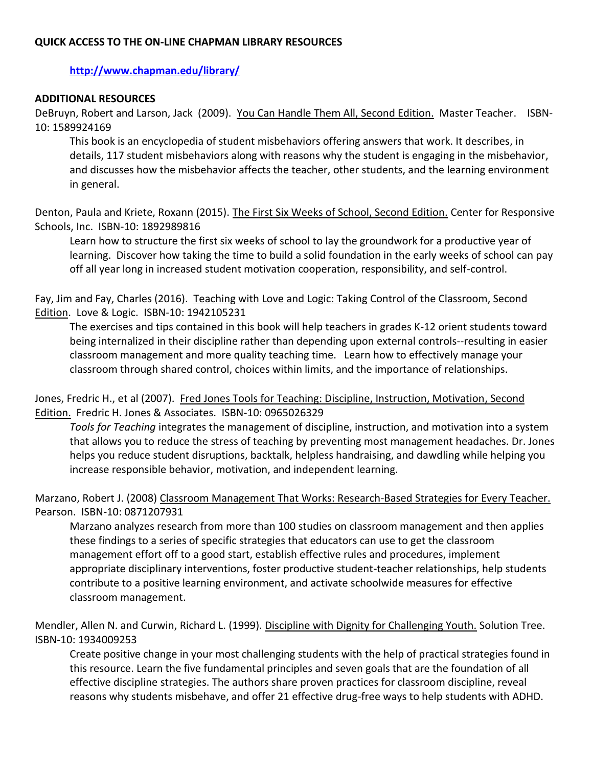**QUICK ACCESS TO THE ON-LINE CHAPMAN LIBRARY RESOURCES**

**http://www.chapman.edu/library/**

**ADDITIONAL RESOURCES**

DeBruyn, Robert and Larson, Jack (2009). You Can Handle Them All, Second Edition. Master Teacher. ISBN-10: 1589924169

This book is an encyclopedia of student misbehaviors offering answers that work. It describes, in details, 117 student misbehaviors along with reasons why the student is engaging in the misbehavior, and discusses how the misbehavior affects the teacher, other students, and the learning environment in general.

Denton, Paula and Kriete, Roxann (2015). The First Six Weeks of School, Second Edition. Center for Responsive Schools, Inc. ISBN-10: 1892989816

Learn how to structure the first six weeks of school to lay the groundwork for a productive year of learning. Discover how taking the time to build a solid foundation in the early weeks of school can pay off all year long in increased student motivation cooperation, responsibility, and self-control.

Fay, Jim and Fay, Charles (2016). Teaching with Love and Logic: Taking Control of the Classroom, Second Edition. Love & Logic. ISBN-10: 1942105231

The exercises and tips contained in this book will help teachers in grades K-12 orient students toward being internalized in their discipline rather than depending upon external controls--resulting in easier classroom management and more quality teaching time. Learn how to effectively manage your classroom through shared control, choices within limits, and the importance of relationships.

Jones, Fredric H., et al (2007). Fred Jones Tools for Teaching: Discipline, Instruction, Motivation, Second Edition. Fredric H. Jones & Associates. ISBN-10: 0965026329

*Tools for Teaching* integrates the management of discipline, instruction, and motivation into a system that allows you to reduce the stress of teaching by preventing most management headaches. Dr. Jones helps you reduce student disruptions, backtalk, helpless handraising, and dawdling while helping you increase responsible behavior, motivation, and independent learning.

Marzano, Robert J. (2008) Classroom Management That Works: Research-Based Strategies for Every Teacher. Pearson. ISBN-10: 0871207931

Marzano analyzes research from more than 100 studies on classroom management and then applies these findings to a series of specific strategies that educators can use to get the classroom management effort off to a good start, establish effective rules and procedures, implement appropriate disciplinary interventions, foster productive student-teacher relationships, help students contribute to a positive learning environment, and activate schoolwide measures for effective classroom management.

Mendler, Allen N. and Curwin, Richard L. (1999). Discipline with Dignity for Challenging Youth. Solution Tree. ISBN-10: 1934009253

Create positive change in your most challenging students with the help of practical strategies found in this resource. Learn the five fundamental principles and seven goals that are the foundation of all effective discipline strategies. The authors share proven practices for classroom discipline, reveal reasons why students misbehave, and offer 21 effective drug-free ways to help students with ADHD.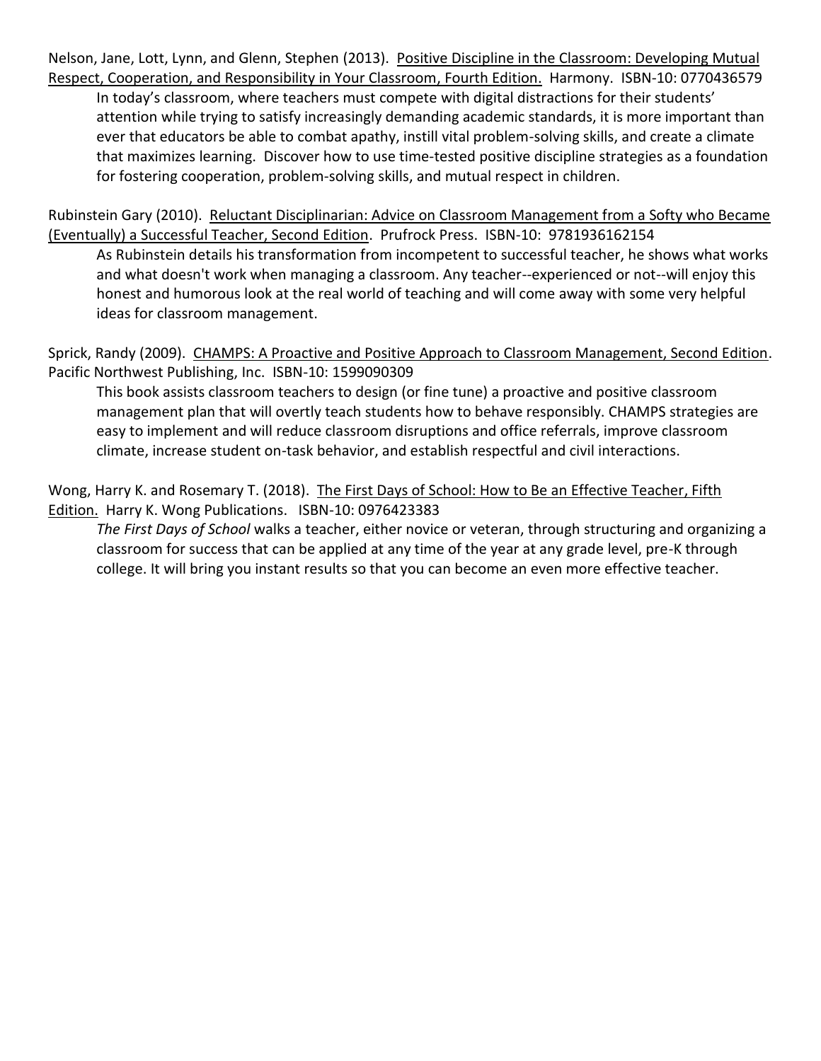Nelson, Jane, Lott, Lynn, and Glenn, Stephen (2013). Positive Discipline in the Classroom: Developing Mutual Respect, Cooperation, and Responsibility in Your Classroom, Fourth Edition. Harmony. ISBN-10: 0770436579

In today's classroom, where teachers must compete with digital distractions for their students' attention while trying to satisfy increasingly demanding academic standards, it is more important than ever that educators be able to combat apathy, instill vital problem-solving skills, and create a climate that maximizes learning. Discover how to use time-tested positive discipline strategies as a foundation for fostering cooperation, problem-solving skills, and mutual respect in children.

Rubinstein Gary (2010). Reluctant Disciplinarian: Advice on Classroom Management from a Softy who Became (Eventually) a Successful Teacher, Second Edition. Prufrock Press. ISBN-10: 9781936162154

As Rubinstein details his transformation from incompetent to successful teacher, he shows what works and what doesn't work when managing a classroom. Any teacher--experienced or not--will enjoy this honest and humorous look at the real world of teaching and will come away with some very helpful ideas for classroom management.

Sprick, Randy (2009). CHAMPS: A Proactive and Positive Approach to Classroom Management, Second Edition. Pacific Northwest Publishing, Inc. ISBN-10: 1599090309

This book assists classroom teachers to design (or fine tune) a proactive and positive classroom management plan that will overtly teach students how to behave responsibly. CHAMPS strategies are easy to implement and will reduce classroom disruptions and office referrals, improve classroom climate, increase student on-task behavior, and establish respectful and civil interactions.

Wong, Harry K. and Rosemary T. (2018). The First Days of School: How to Be an Effective Teacher, Fifth Edition. Harry K. Wong Publications. ISBN-10: 0976423383

*The First Days of School* walks a teacher, either novice or veteran, through structuring and organizing a classroom for success that can be applied at any time of the year at any grade level, pre-K through college. It will bring you instant results so that you can become an even more effective teacher.